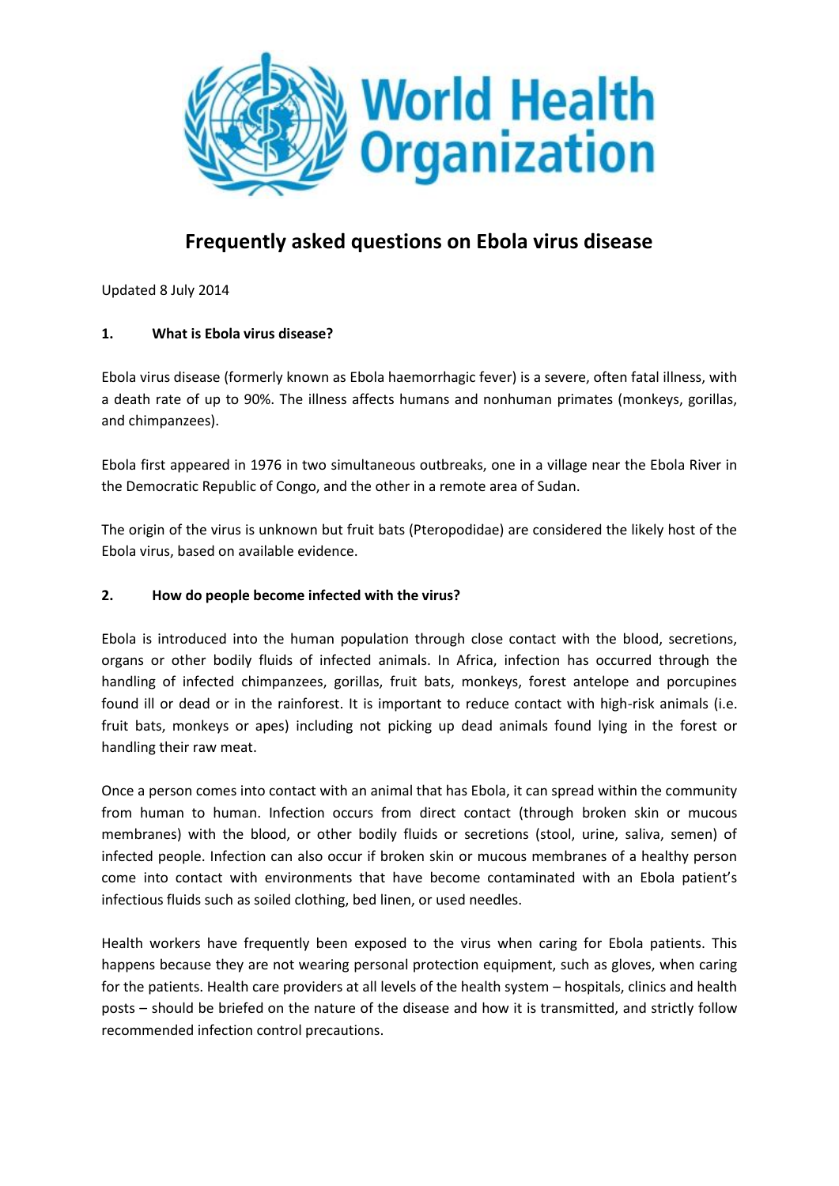World Health Organization

# Frequently asked questions on Ebola virus disease

Updated 8 July 2014

## 1. What is Ebola virus disease?

Ebola virus disease (formerly known as Ebola haemorrhagic fever) is a severe, often fatal illness, with a death rate of up to 90%. The illness affects humans and nonhuman primates (monkeys, gorillas, and chimpanzees).

Ebola first appeared in 1976 in two simultaneous outbreaks, one in a village near the Ebola River in the Democratic Republic of Congo, and the other in a remote area of Sudan.

The origin of the virus is unknown but fruit bats (Pteropodidae) are considered the likely host of the Ebola virus, based on available evidence.

## 2. How do people become infected with the virus?

Ebola is introduced into the human population through close contact with the blood, secretions, organs or other bodily fluids of infected animals. In Africa, infection has occurred through the handling of infected chimpanzees, gorillas, fruit bats, monkeys, forest antelope and porcupines found ill or dead or in the rainforest. It is important to reduce contact with high-risk animals (i.e. fruit bats, monkeys or apes) including not picking up dead animals found lying in the forest or handling their raw meat.

Once a person comes into contact with an animal that has Ebola, it can spread within the community from human to human. Infection occurs from direct contact (through broken skin or mucous membranes) with the blood, or other bodily fluids or secretions (stool, urine, saliva, semen) of infected people. Infection can also occur if broken skin or mucous membranes of a healthy person come into contact with environments that have become contaminated with an Ebola patient's infectious fluids such as soiled clothing, bed linen, or used needles.

Health workers have frequently been exposed to the virus when caring for Ebola patients. This happens because they are not wearing personal protection equipment, such as gloves, when caring for the patients. Health care providers at all levels of the health system – hospitals, clinics and health posts – should be briefed on the nature of the disease and how it is transmitted, and strictly follow recommended infection control precautions.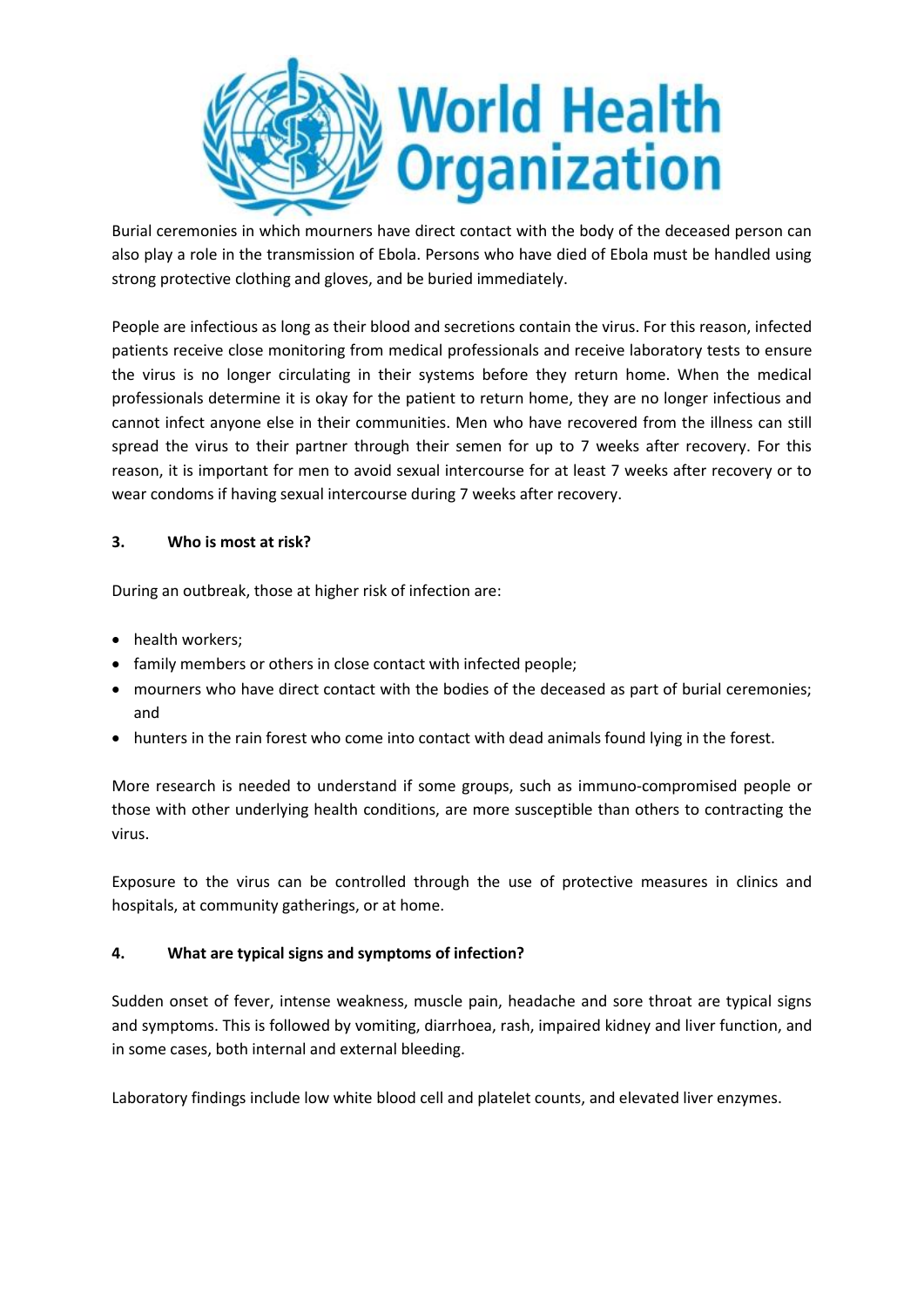Burial ceremonies in which mourners have direct contact with the body of the deceased person can also play a role in the transmission of Ebola. Persons who have died of Ebola must be handled using strong protective clothing and gloves, and be buried immediately.

People are infectious as long as their blood and secretions contain the virus. For this reason, infected patients receive close monitoring from medical professionals and receive laboratory tests to ensure the virus is no longer circulating in their systems before they return home. When the medical professionals determine it is okay for the patient to return home, they are no longer infectious and cannot infect anyone else in their communities. Men who have recovered from the illness can still spread the virus to their partner through their semen for up to 7 weeks after recovery. For this reason, it is important for men to avoid sexual intercourse for at least 7 weeks after recovery or to wear condoms if having sexual intercourse during 7 weeks after recovery.

### 3. Who is most at risk?

During an outbreak, those at higher risk of infection are:

- health workers;
- family members or others in close contact with infected people;
- mourners who have direct contact with the bodies of the deceased as part of burial ceremonies; and
- hunters in the rain forest who come into contact with dead animals found lying in the forest.

More research is needed to understand if some groups, such as immuno-compromised people or those with other underlying health conditions, are more susceptible than others to contracting the virus.

Exposure to the virus can be controlled through the use of protective measures in clinics and hospitals, at community gatherings, or at home.

### 4. What are typical signs and symptoms of infection?

Sudden onset of fever, intense weakness, muscle pain, headache and sore throat are typical signs and symptoms. This is followed by vomiting, diarrhoea, rash, impaired kidney and liver function, and in some cases, both internal and external bleeding.

Laboratory findings include low white blood cell and platelet counts, and elevated liver enzymes.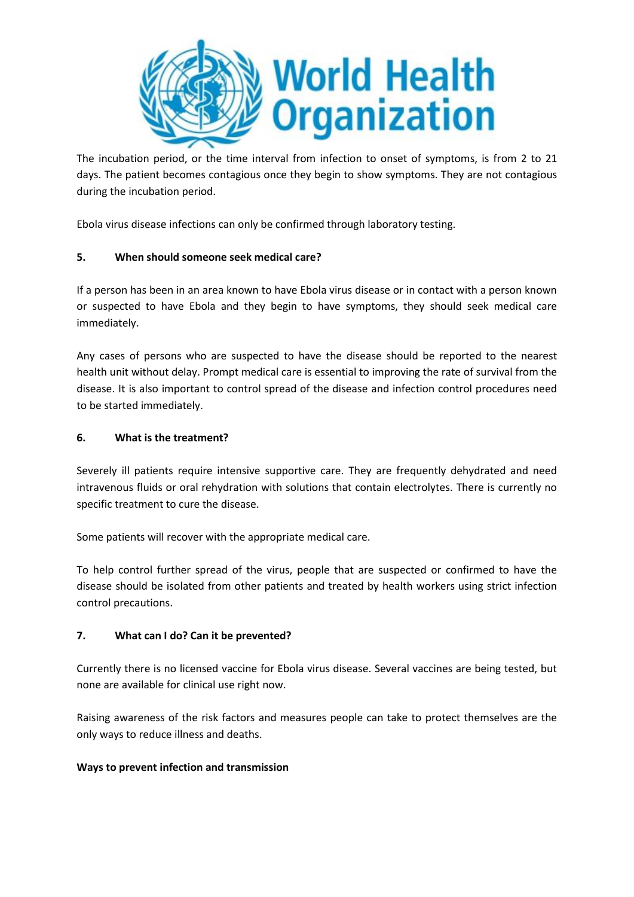The incubation period, or the time interval from infection to onset of symptoms, is from 2 to 21 days. The patient becomes contagious once they begin to show symptoms. They are not contagious during the incubation period.

Ebola virus disease infections can only be confirmed through laboratory testing.

**5. When should someone seek medical care?**

If a person has been in an area known to have Ebola virus disease or in contact with a person known or suspected to have Ebola and they begin to have symptoms, they should seek medical care immediately.

Any cases of persons who are suspected to have the disease should be reported to the nearest health unit without delay. Prompt medical care is essential to improving the rate of survival from the disease. It is also important to control spread of the disease and infection control procedures need to be started immediately.

**6. What is the treatment?**

Severely ill patients require intensive supportive care. They are frequently dehydrated and need intravenous fluids or oral rehydration with solutions that contain electrolytes. There is currently no specific treatment to cure the disease.

Some patients will recover with the appropriate medical care.

To help control further spread of the virus, people that are suspected or confirmed to have the disease should be isolated from other patients and treated by health workers using strict infection control precautions.

**7. What can I do? Can it be prevented?**

Currently there is no licensed vaccine for Ebola virus disease. Several vaccines are being tested, but none are available for clinical use right now.

Raising awareness of the risk factors and measures people can take to protect themselves are the only ways to reduce illness and deaths.

**Ways to prevent infection and transmission**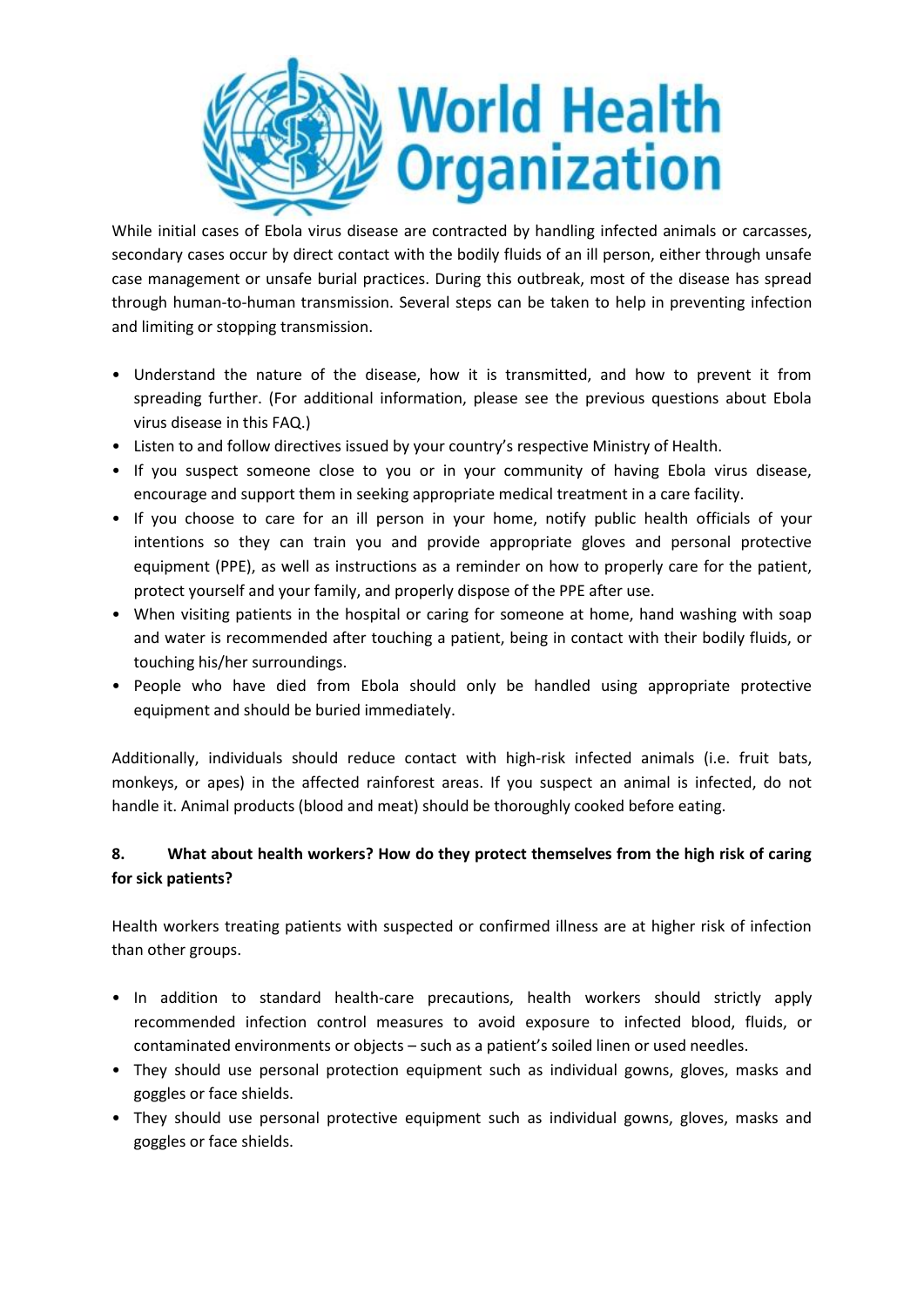While initial cases of Ebola virus disease are contracted by handling infected animals or carcasses, secondary cases occur by direct contact with the bodily fluids of an ill person, either through unsafe case management or unsafe burial practices. During this outbreak, most of the disease has spread through human-to-human transmission. Several steps can be taken to help in preventing infection and limiting or stopping transmission.

- Understand the nature of the disease, how it is transmitted, and how to prevent it from spreading further. (For additional information, please see the previous questions about Ebola virus disease in this FAQ.)
- Listen to and follow directives issued by your country's respective Ministry of Health.
- If you suspect someone close to you or in your community of having Ebola virus disease, encourage and support them in seeking appropriate medical treatment in a care facility.
- If you choose to care for an ill person in your home, notify public health officials of your intentions so they can train you and provide appropriate gloves and personal protective equipment (PPE), as well as instructions as a reminder on how to properly care for the patient, protect yourself and your family, and properly dispose of the PPE after use.
- When visiting patients in the hospital or caring for someone at home, hand washing with soap and water is recommended after touching a patient, being in contact with their bodily fluids, or touching his/her surroundings.
- People who have died from Ebola should only be handled using appropriate protective equipment and should be buried immediately.

Additionally, individuals should reduce contact with high-risk infected animals (i.e. fruit bats, monkeys, or apes) in the affected rainforest areas. If you suspect an animal is infected, do not handle it. Animal products (blood and meat) should be thoroughly cooked before eating.

**8. What about health workers? How do they protect themselves from the high risk of caring for sick patients?**

Health workers treating patients with suspected or confirmed illness are at higher risk of infection than other groups.

- In addition to standard health-care precautions, health workers should strictly apply recommended infection control measures to avoid exposure to infected blood, fluids, or contaminated environments or objects – such as a patient's soiled linen or used needles.
- They should use personal protection equipment such as individual gowns, gloves, masks and goggles or face shields.
- They should use personal protective equipment such as individual gowns, gloves, masks and goggles or face shields.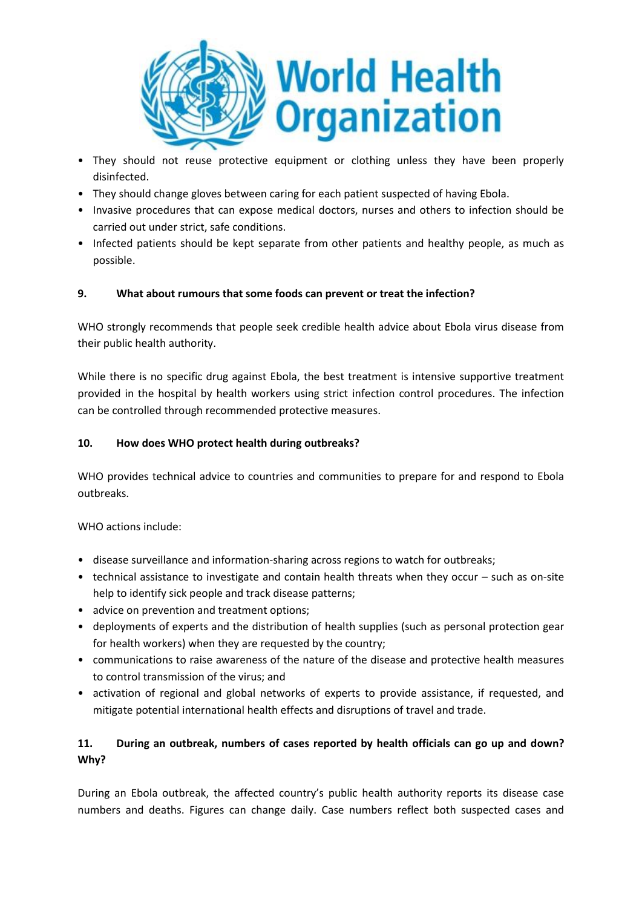- They should not reuse protective equipment or clothing unless they have been properly disinfected.
- They should change gloves between caring for each patient suspected of having Ebola.
- Invasive procedures that can expose medical doctors, nurses and others to infection should be carried out under strict, safe conditions.
- Infected patients should be kept separate from other patients and healthy people, as much as possible.

**9. What about rumours that some foods can prevent or treat the infection?**

WHO strongly recommends that people seek credible health advice about Ebola virus disease from their public health authority.

While there is no specific drug against Ebola, the best treatment is intensive supportive treatment provided in the hospital by health workers using strict infection control procedures. The infection can be controlled through recommended protective measures.

**10. How does WHO protect health during outbreaks?**

WHO provides technical advice to countries and communities to prepare for and respond to Ebola outbreaks.

WHO actions include:

- disease surveillance and information-sharing across regions to watch for outbreaks;
- technical assistance to investigate and contain health threats when they occur – such as on-site help to identify sick people and track disease patterns;
- advice on prevention and treatment options;
- deployments of experts and the distribution of health supplies (such as personal protection gear for health workers) when they are requested by the country;
- communications to raise awareness of the nature of the disease and protective health measures to control transmission of the virus; and
- activation of regional and global networks of experts to provide assistance, if requested, and mitigate potential international health effects and disruptions of travel and trade.

**11. During an outbreak, numbers of cases reported by health officials can go up and down? Why?**

During an Ebola outbreak, the affected country's public health authority reports its disease case numbers and deaths. Figures can change daily. Case numbers reflect both suspected cases and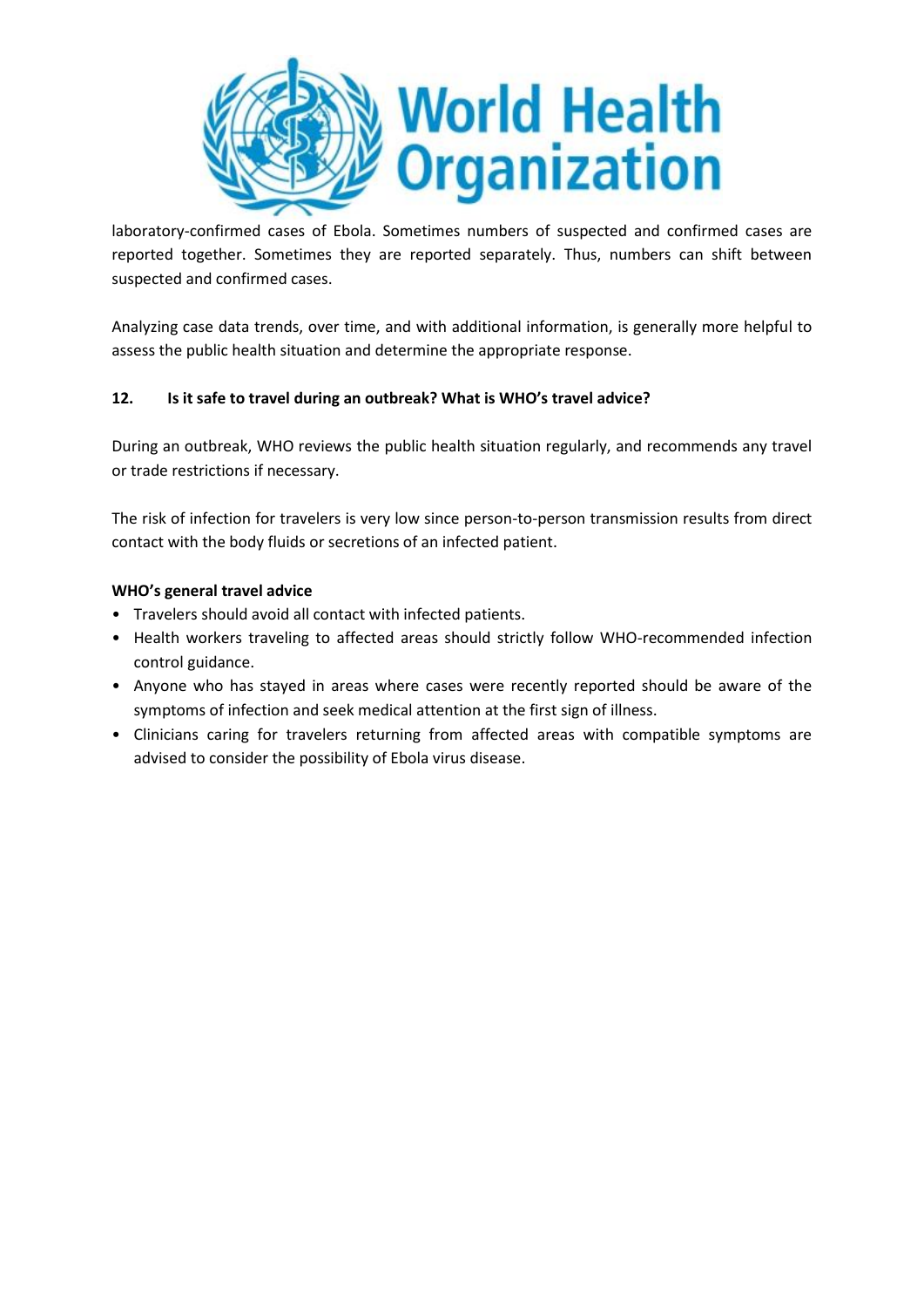laboratory-confirmed cases of Ebola. Sometimes numbers of suspected and confirmed cases are reported together. Sometimes they are reported separately. Thus, numbers can shift between suspected and confirmed cases.

Analyzing case data trends, over time, and with additional information, is generally more helpful to assess the public health situation and determine the appropriate response.

### 12. Is it safe to travel during an outbreak? What is WHO's travel advice?

During an outbreak, WHO reviews the public health situation regularly, and recommends any travel or trade restrictions if necessary.

The risk of infection for travelers is very low since person-to-person transmission results from direct contact with the body fluids or secretions of an infected patient.

**WHO's general travel advice**

- Travelers should avoid all contact with infected patients.
- Health workers traveling to affected areas should strictly follow WHO-recommended infection control guidance.
- Anyone who has stayed in areas where cases were recently reported should be aware of the symptoms of infection and seek medical attention at the first sign of illness.
- Clinicians caring for travelers returning from affected areas with compatible symptoms are advised to consider the possibility of Ebola virus disease.